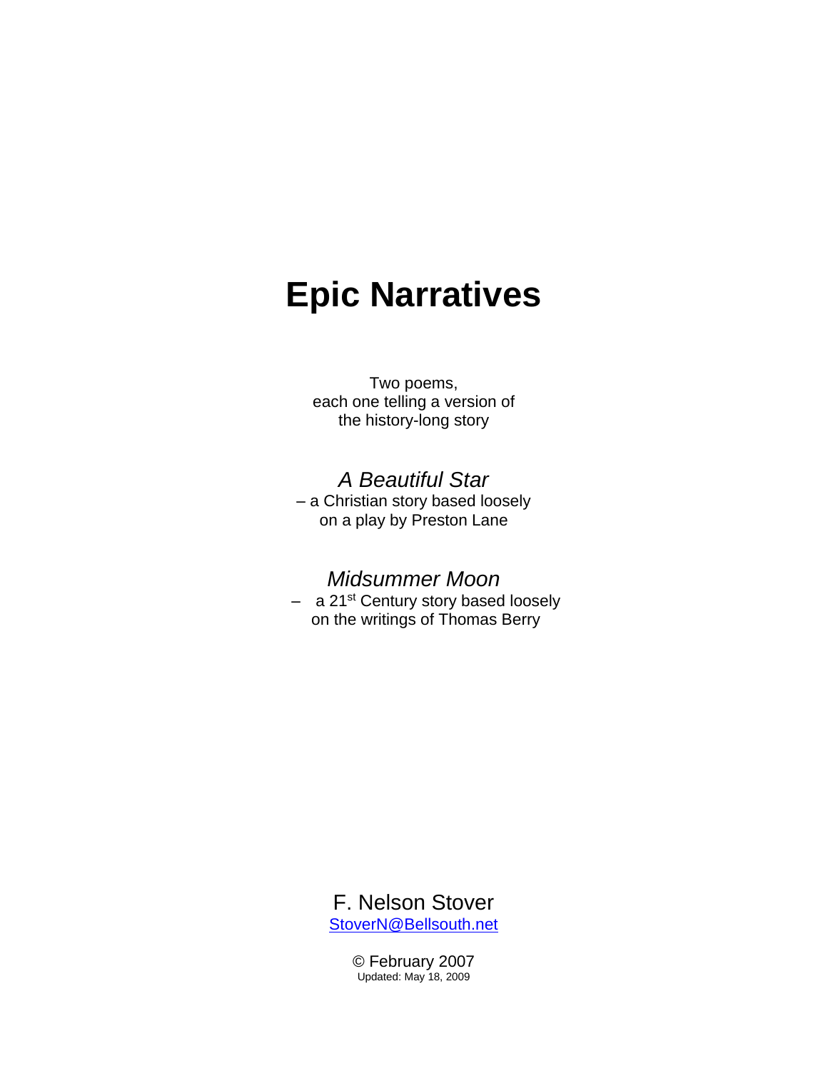# Epic Narratives

Two poems,
each one telling a version of
the history-long story

*A Beautiful Star*
– a Christian story based loosely
on a play by Preston Lane

*Midsummer Moon*
– a 21st Century story based loosely
on the writings of Thomas Berry

F. Nelson Stover
StoverN@Bellsouth.net

© February 2007
Updated: May 18, 2009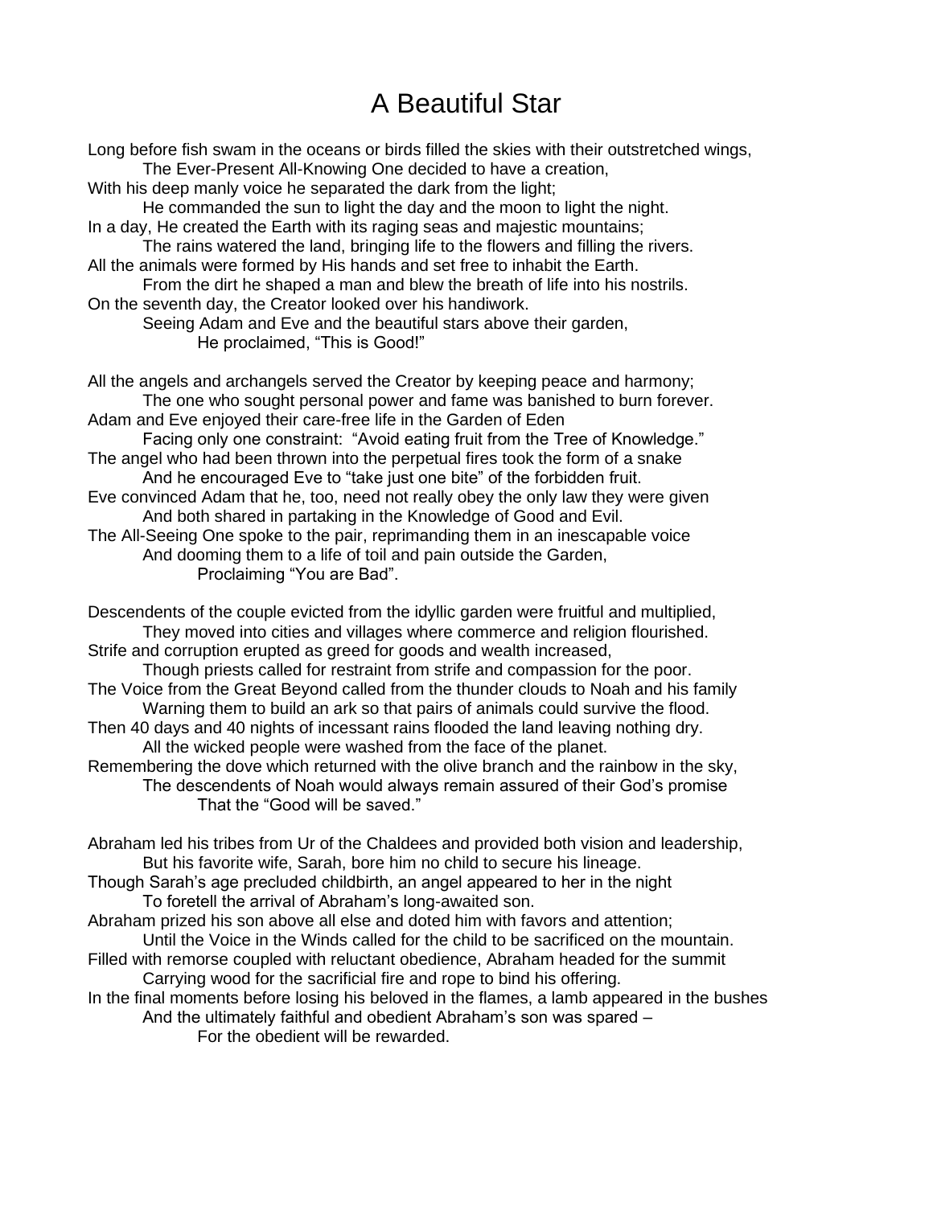# A Beautiful Star

Long before fish swam in the oceans or birds filled the skies with their outstretched wings,
&emsp;The Ever-Present All-Knowing One decided to have a creation,
With his deep manly voice he separated the dark from the light;
&emsp;He commanded the sun to light the day and the moon to light the night.
In a day, He created the Earth with its raging seas and majestic mountains;
&emsp;The rains watered the land, bringing life to the flowers and filling the rivers.
All the animals were formed by His hands and set free to inhabit the Earth.
&emsp;From the dirt he shaped a man and blew the breath of life into his nostrils.
On the seventh day, the Creator looked over his handiwork.
&emsp;Seeing Adam and Eve and the beautiful stars above their garden,
&emsp;&emsp;He proclaimed, "This is Good!"

All the angels and archangels served the Creator by keeping peace and harmony;
&emsp;The one who sought personal power and fame was banished to burn forever.
Adam and Eve enjoyed their care-free life in the Garden of Eden
&emsp;Facing only one constraint: "Avoid eating fruit from the Tree of Knowledge."
The angel who had been thrown into the perpetual fires took the form of a snake
&emsp;And he encouraged Eve to "take just one bite" of the forbidden fruit.
Eve convinced Adam that he, too, need not really obey the only law they were given
&emsp;And both shared in partaking in the Knowledge of Good and Evil.
The All-Seeing One spoke to the pair, reprimanding them in an inescapable voice
&emsp;And dooming them to a life of toil and pain outside the Garden,
&emsp;&emsp;Proclaiming "You are Bad".

Descendents of the couple evicted from the idyllic garden were fruitful and multiplied,
&emsp;They moved into cities and villages where commerce and religion flourished.
Strife and corruption erupted as greed for goods and wealth increased,
&emsp;Though priests called for restraint from strife and compassion for the poor.
The Voice from the Great Beyond called from the thunder clouds to Noah and his family
&emsp;Warning them to build an ark so that pairs of animals could survive the flood.
Then 40 days and 40 nights of incessant rains flooded the land leaving nothing dry.
&emsp;All the wicked people were washed from the face of the planet.
Remembering the dove which returned with the olive branch and the rainbow in the sky,
&emsp;The descendents of Noah would always remain assured of their God's promise
&emsp;&emsp;That the "Good will be saved."

Abraham led his tribes from Ur of the Chaldees and provided both vision and leadership,
&emsp;But his favorite wife, Sarah, bore him no child to secure his lineage.
Though Sarah's age precluded childbirth, an angel appeared to her in the night
&emsp;To foretell the arrival of Abraham's long-awaited son.
Abraham prized his son above all else and doted him with favors and attention;
&emsp;Until the Voice in the Winds called for the child to be sacrificed on the mountain.
Filled with remorse coupled with reluctant obedience, Abraham headed for the summit
&emsp;Carrying wood for the sacrificial fire and rope to bind his offering.
In the final moments before losing his beloved in the flames, a lamb appeared in the bushes
&emsp;And the ultimately faithful and obedient Abraham's son was spared –
&emsp;&emsp;For the obedient will be rewarded.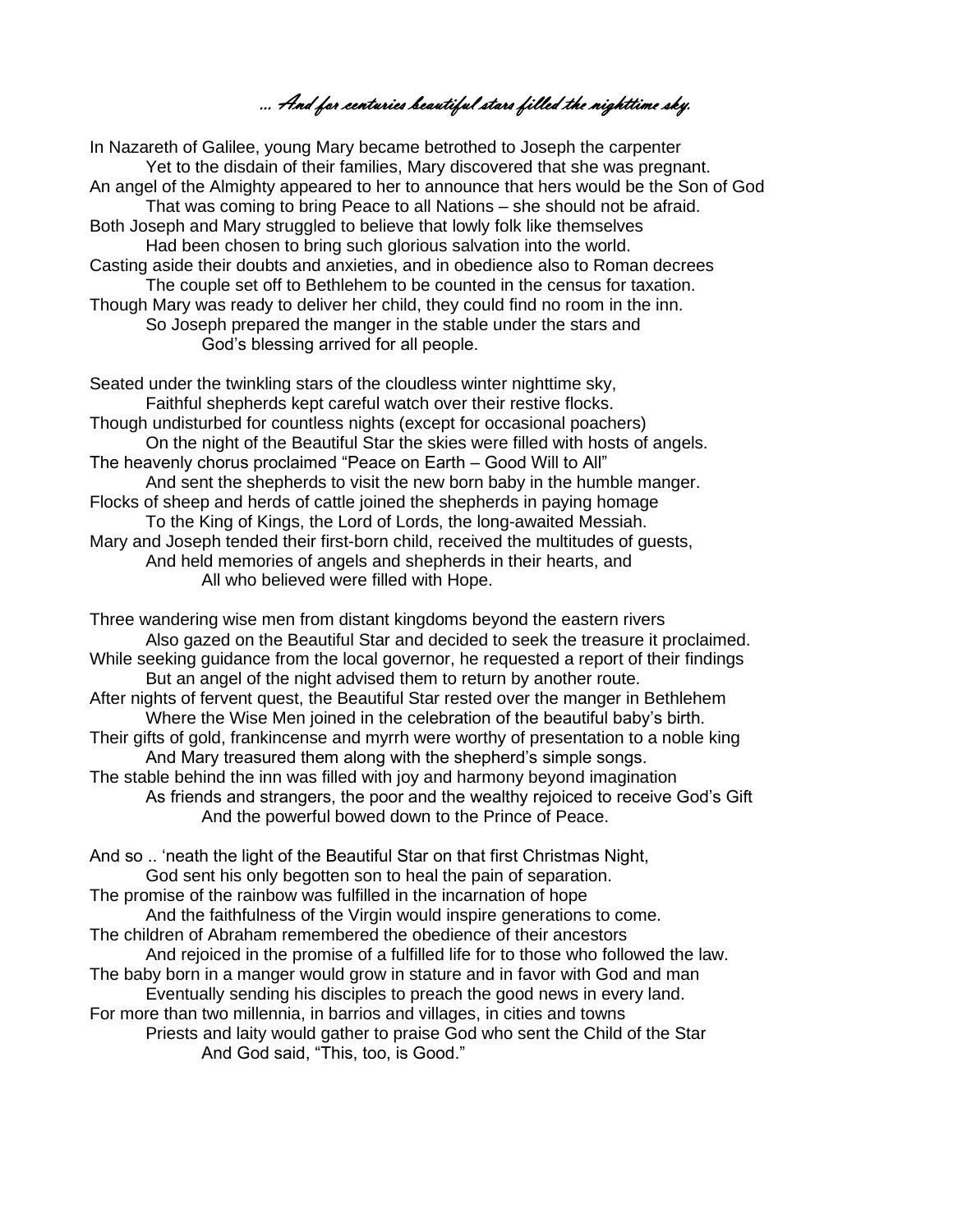# *… And for centuries beautiful stars filled the nighttime sky.*

In Nazareth of Galilee, young Mary became betrothed to Joseph the carpenter
Yet to the disdain of their families, Mary discovered that she was pregnant.
An angel of the Almighty appeared to her to announce that hers would be the Son of God
That was coming to bring Peace to all Nations – she should not be afraid.
Both Joseph and Mary struggled to believe that lowly folk like themselves
Had been chosen to bring such glorious salvation into the world.
Casting aside their doubts and anxieties, and in obedience also to Roman decrees
The couple set off to Bethlehem to be counted in the census for taxation.
Though Mary was ready to deliver her child, they could find no room in the inn.
So Joseph prepared the manger in the stable under the stars and
God's blessing arrived for all people.

Seated under the twinkling stars of the cloudless winter nighttime sky,
Faithful shepherds kept careful watch over their restive flocks.
Though undisturbed for countless nights (except for occasional poachers)
On the night of the Beautiful Star the skies were filled with hosts of angels.
The heavenly chorus proclaimed "Peace on Earth – Good Will to All"
And sent the shepherds to visit the new born baby in the humble manger.
Flocks of sheep and herds of cattle joined the shepherds in paying homage
To the King of Kings, the Lord of Lords, the long-awaited Messiah.
Mary and Joseph tended their first-born child, received the multitudes of guests,
And held memories of angels and shepherds in their hearts, and
All who believed were filled with Hope.

Three wandering wise men from distant kingdoms beyond the eastern rivers
Also gazed on the Beautiful Star and decided to seek the treasure it proclaimed.
While seeking guidance from the local governor, he requested a report of their findings
But an angel of the night advised them to return by another route.
After nights of fervent quest, the Beautiful Star rested over the manger in Bethlehem
Where the Wise Men joined in the celebration of the beautiful baby's birth.
Their gifts of gold, frankincense and myrrh were worthy of presentation to a noble king
And Mary treasured them along with the shepherd's simple songs.
The stable behind the inn was filled with joy and harmony beyond imagination
As friends and strangers, the poor and the wealthy rejoiced to receive God's Gift
And the powerful bowed down to the Prince of Peace.

And so .. 'neath the light of the Beautiful Star on that first Christmas Night,
God sent his only begotten son to heal the pain of separation.
The promise of the rainbow was fulfilled in the incarnation of hope
And the faithfulness of the Virgin would inspire generations to come.
The children of Abraham remembered the obedience of their ancestors
And rejoiced in the promise of a fulfilled life for to those who followed the law.
The baby born in a manger would grow in stature and in favor with God and man
Eventually sending his disciples to preach the good news in every land.
For more than two millennia, in barrios and villages, in cities and towns
Priests and laity would gather to praise God who sent the Child of the Star
And God said, "This, too, is Good."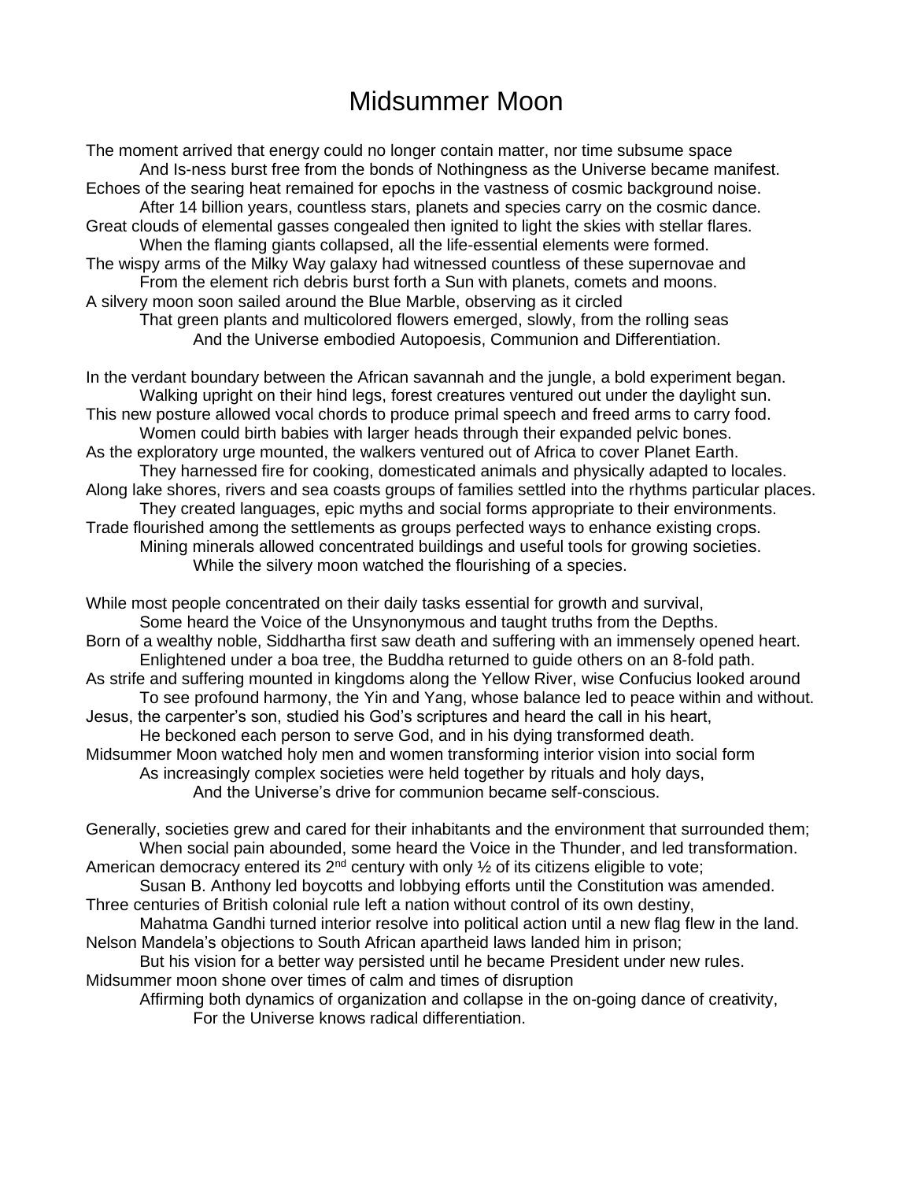# Midsummer Moon

The moment arrived that energy could no longer contain matter, nor time subsume space
    And Is-ness burst free from the bonds of Nothingness as the Universe became manifest.
Echoes of the searing heat remained for epochs in the vastness of cosmic background noise.
    After 14 billion years, countless stars, planets and species carry on the cosmic dance.
Great clouds of elemental gasses congealed then ignited to light the skies with stellar flares.
    When the flaming giants collapsed, all the life-essential elements were formed.
The wispy arms of the Milky Way galaxy had witnessed countless of these supernovae and
    From the element rich debris burst forth a Sun with planets, comets and moons.
A silvery moon soon sailed around the Blue Marble, observing as it circled
    That green plants and multicolored flowers emerged, slowly, from the rolling seas
        And the Universe embodied Autopoesis, Communion and Differentiation.

In the verdant boundary between the African savannah and the jungle, a bold experiment began.
    Walking upright on their hind legs, forest creatures ventured out under the daylight sun.
This new posture allowed vocal chords to produce primal speech and freed arms to carry food.
    Women could birth babies with larger heads through their expanded pelvic bones.
As the exploratory urge mounted, the walkers ventured out of Africa to cover Planet Earth.
    They harnessed fire for cooking, domesticated animals and physically adapted to locales.
Along lake shores, rivers and sea coasts groups of families settled into the rhythms particular places.
    They created languages, epic myths and social forms appropriate to their environments.
Trade flourished among the settlements as groups perfected ways to enhance existing crops.
    Mining minerals allowed concentrated buildings and useful tools for growing societies.
        While the silvery moon watched the flourishing of a species.

While most people concentrated on their daily tasks essential for growth and survival,
    Some heard the Voice of the Unsynonymous and taught truths from the Depths.
Born of a wealthy noble, Siddhartha first saw death and suffering with an immensely opened heart.
    Enlightened under a boa tree, the Buddha returned to guide others on an 8-fold path.
As strife and suffering mounted in kingdoms along the Yellow River, wise Confucius looked around
    To see profound harmony, the Yin and Yang, whose balance led to peace within and without.
Jesus, the carpenter's son, studied his God's scriptures and heard the call in his heart,
    He beckoned each person to serve God, and in his dying transformed death.
Midsummer Moon watched holy men and women transforming interior vision into social form
    As increasingly complex societies were held together by rituals and holy days,
        And the Universe's drive for communion became self-conscious.

Generally, societies grew and cared for their inhabitants and the environment that surrounded them;
    When social pain abounded, some heard the Voice in the Thunder, and led transformation.
American democracy entered its 2nd century with only ½ of its citizens eligible to vote;
    Susan B. Anthony led boycotts and lobbying efforts until the Constitution was amended.
Three centuries of British colonial rule left a nation without control of its own destiny,
    Mahatma Gandhi turned interior resolve into political action until a new flag flew in the land.
Nelson Mandela's objections to South African apartheid laws landed him in prison;
    But his vision for a better way persisted until he became President under new rules.
Midsummer moon shone over times of calm and times of disruption
    Affirming both dynamics of organization and collapse in the on-going dance of creativity,
        For the Universe knows radical differentiation.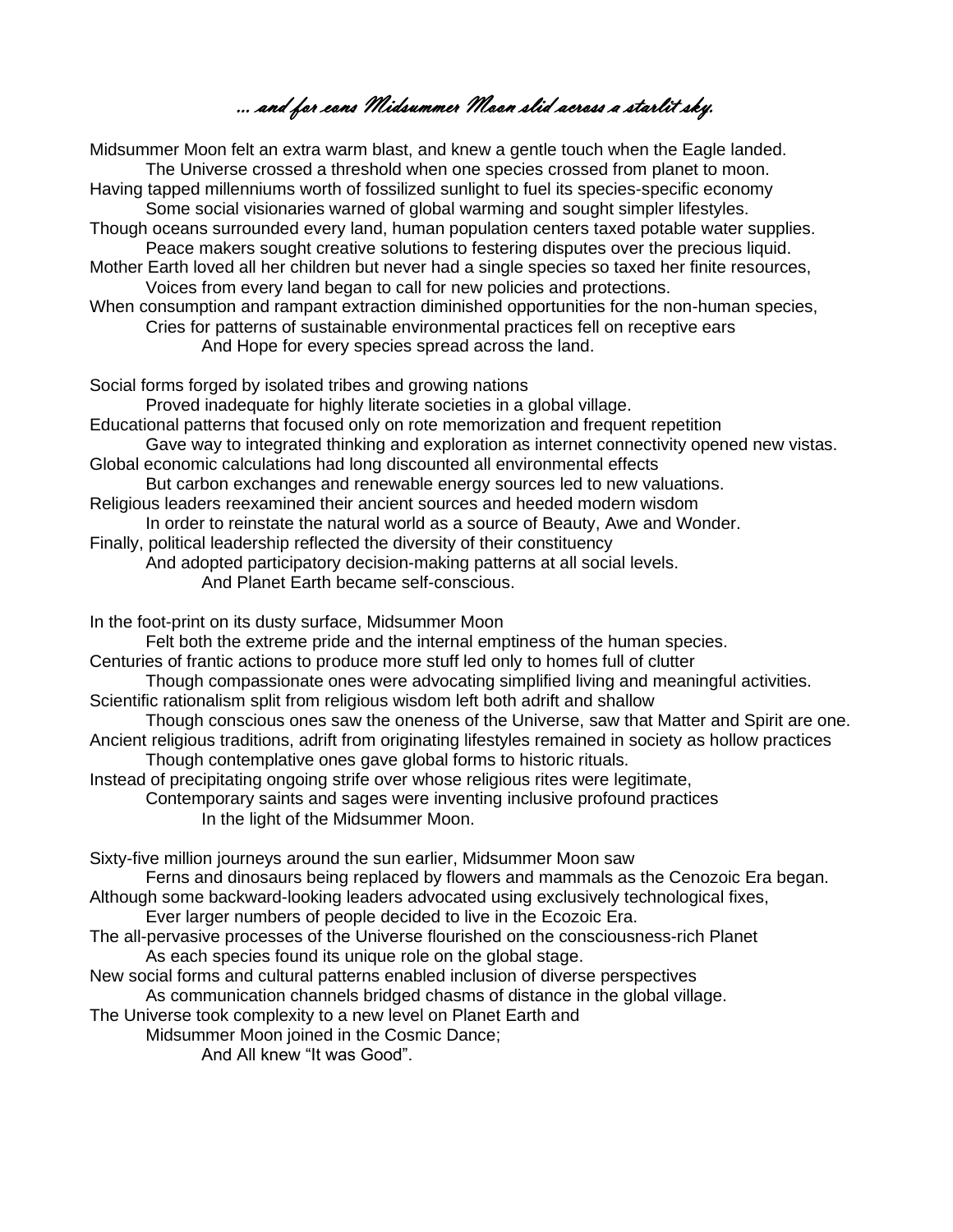*… and for eons Midsummer Moon slid across a starlit sky.*

Midsummer Moon felt an extra warm blast, and knew a gentle touch when the Eagle landed.
        The Universe crossed a threshold when one species crossed from planet to moon.
Having tapped millenniums worth of fossilized sunlight to fuel its species-specific economy
        Some social visionaries warned of global warming and sought simpler lifestyles.
Though oceans surrounded every land, human population centers taxed potable water supplies.
        Peace makers sought creative solutions to festering disputes over the precious liquid.
Mother Earth loved all her children but never had a single species so taxed her finite resources,
        Voices from every land began to call for new policies and protections.
When consumption and rampant extraction diminished opportunities for the non-human species,
        Cries for patterns of sustainable environmental practices fell on receptive ears
                And Hope for every species spread across the land.

Social forms forged by isolated tribes and growing nations
        Proved inadequate for highly literate societies in a global village.
Educational patterns that focused only on rote memorization and frequent repetition
        Gave way to integrated thinking and exploration as internet connectivity opened new vistas.
Global economic calculations had long discounted all environmental effects
        But carbon exchanges and renewable energy sources led to new valuations.
Religious leaders reexamined their ancient sources and heeded modern wisdom
        In order to reinstate the natural world as a source of Beauty, Awe and Wonder.
Finally, political leadership reflected the diversity of their constituency
        And adopted participatory decision-making patterns at all social levels.
                And Planet Earth became self-conscious.

In the foot-print on its dusty surface, Midsummer Moon
        Felt both the extreme pride and the internal emptiness of the human species.
Centuries of frantic actions to produce more stuff led only to homes full of clutter
        Though compassionate ones were advocating simplified living and meaningful activities.
Scientific rationalism split from religious wisdom left both adrift and shallow
        Though conscious ones saw the oneness of the Universe, saw that Matter and Spirit are one.
Ancient religious traditions, adrift from originating lifestyles remained in society as hollow practices
        Though contemplative ones gave global forms to historic rituals.
Instead of precipitating ongoing strife over whose religious rites were legitimate,
        Contemporary saints and sages were inventing inclusive profound practices
                In the light of the Midsummer Moon.

Sixty-five million journeys around the sun earlier, Midsummer Moon saw
        Ferns and dinosaurs being replaced by flowers and mammals as the Cenozoic Era began.
Although some backward-looking leaders advocated using exclusively technological fixes,
        Ever larger numbers of people decided to live in the Ecozoic Era.
The all-pervasive processes of the Universe flourished on the consciousness-rich Planet
        As each species found its unique role on the global stage.
New social forms and cultural patterns enabled inclusion of diverse perspectives
        As communication channels bridged chasms of distance in the global village.
The Universe took complexity to a new level on Planet Earth and
        Midsummer Moon joined in the Cosmic Dance;
                And All knew "It was Good".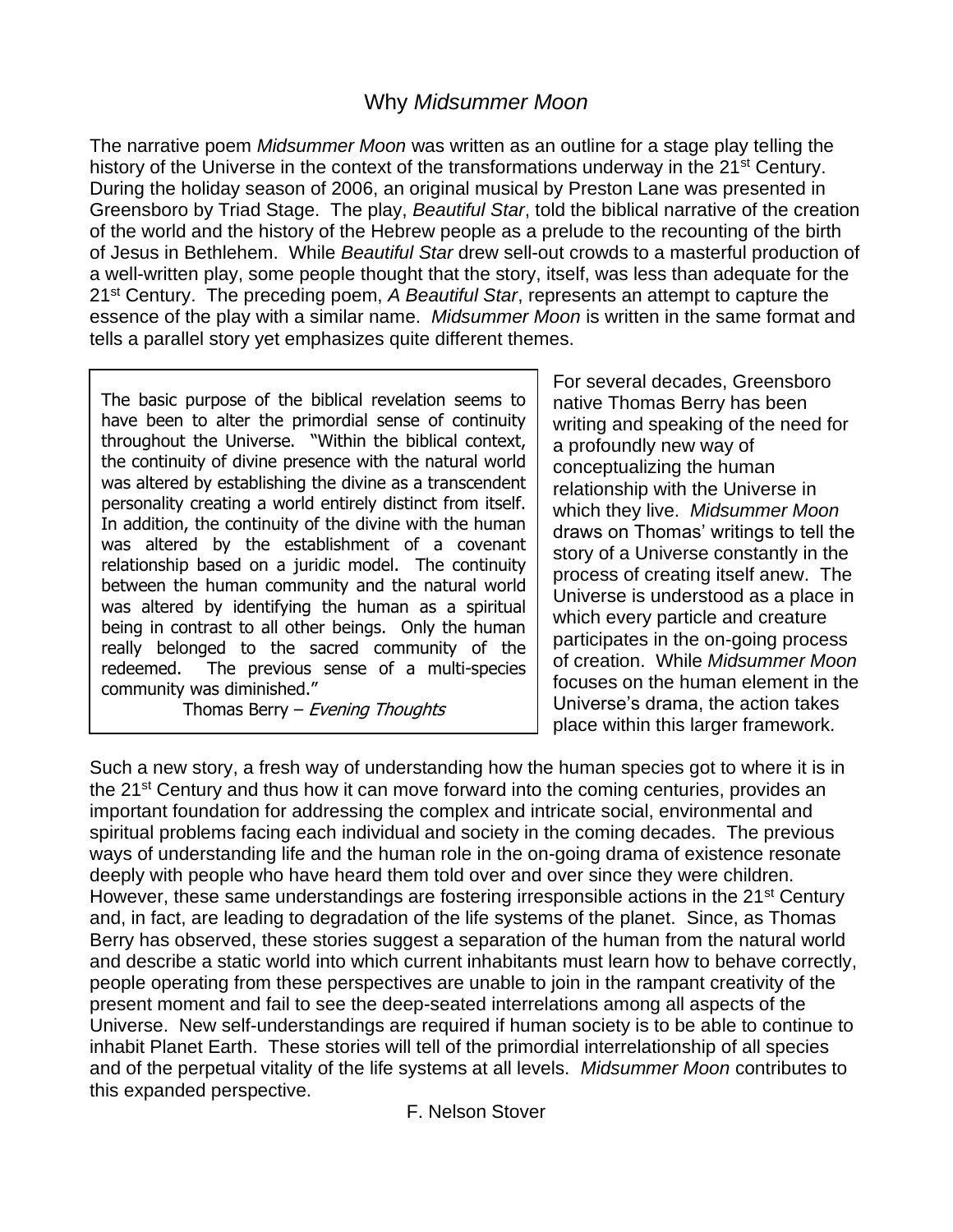# Why *Midsummer Moon*

The narrative poem *Midsummer Moon* was written as an outline for a stage play telling the history of the Universe in the context of the transformations underway in the 21st Century. During the holiday season of 2006, an original musical by Preston Lane was presented in Greensboro by Triad Stage. The play, *Beautiful Star*, told the biblical narrative of the creation of the world and the history of the Hebrew people as a prelude to the recounting of the birth of Jesus in Bethlehem. While *Beautiful Star* drew sell-out crowds to a masterful production of a well-written play, some people thought that the story, itself, was less than adequate for the 21st Century. The preceding poem, *A Beautiful Star*, represents an attempt to capture the essence of the play with a similar name. *Midsummer Moon* is written in the same format and tells a parallel story yet emphasizes quite different themes.

> The basic purpose of the biblical revelation seems to have been to alter the primordial sense of continuity throughout the Universe. "Within the biblical context, the continuity of divine presence with the natural world was altered by establishing the divine as a transcendent personality creating a world entirely distinct from itself. In addition, the continuity of the divine with the human was altered by the establishment of a covenant relationship based on a juridic model. The continuity between the human community and the natural world was altered by identifying the human as a spiritual being in contrast to all other beings. Only the human really belonged to the sacred community of the redeemed. The previous sense of a multi-species community was diminished."
>
> Thomas Berry – *Evening Thoughts*

For several decades, Greensboro native Thomas Berry has been writing and speaking of the need for a profoundly new way of conceptualizing the human relationship with the Universe in which they live. *Midsummer Moon* draws on Thomas' writings to tell the story of a Universe constantly in the process of creating itself anew. The Universe is understood as a place in which every particle and creature participates in the on-going process of creation. While *Midsummer Moon* focuses on the human element in the Universe's drama, the action takes place within this larger framework.

Such a new story, a fresh way of understanding how the human species got to where it is in the 21st Century and thus how it can move forward into the coming centuries, provides an important foundation for addressing the complex and intricate social, environmental and spiritual problems facing each individual and society in the coming decades. The previous ways of understanding life and the human role in the on-going drama of existence resonate deeply with people who have heard them told over and over since they were children. However, these same understandings are fostering irresponsible actions in the 21st Century and, in fact, are leading to degradation of the life systems of the planet. Since, as Thomas Berry has observed, these stories suggest a separation of the human from the natural world and describe a static world into which current inhabitants must learn how to behave correctly, people operating from these perspectives are unable to join in the rampant creativity of the present moment and fail to see the deep-seated interrelations among all aspects of the Universe. New self-understandings are required if human society is to be able to continue to inhabit Planet Earth. These stories will tell of the primordial interrelationship of all species and of the perpetual vitality of the life systems at all levels. *Midsummer Moon* contributes to this expanded perspective.

F. Nelson Stover